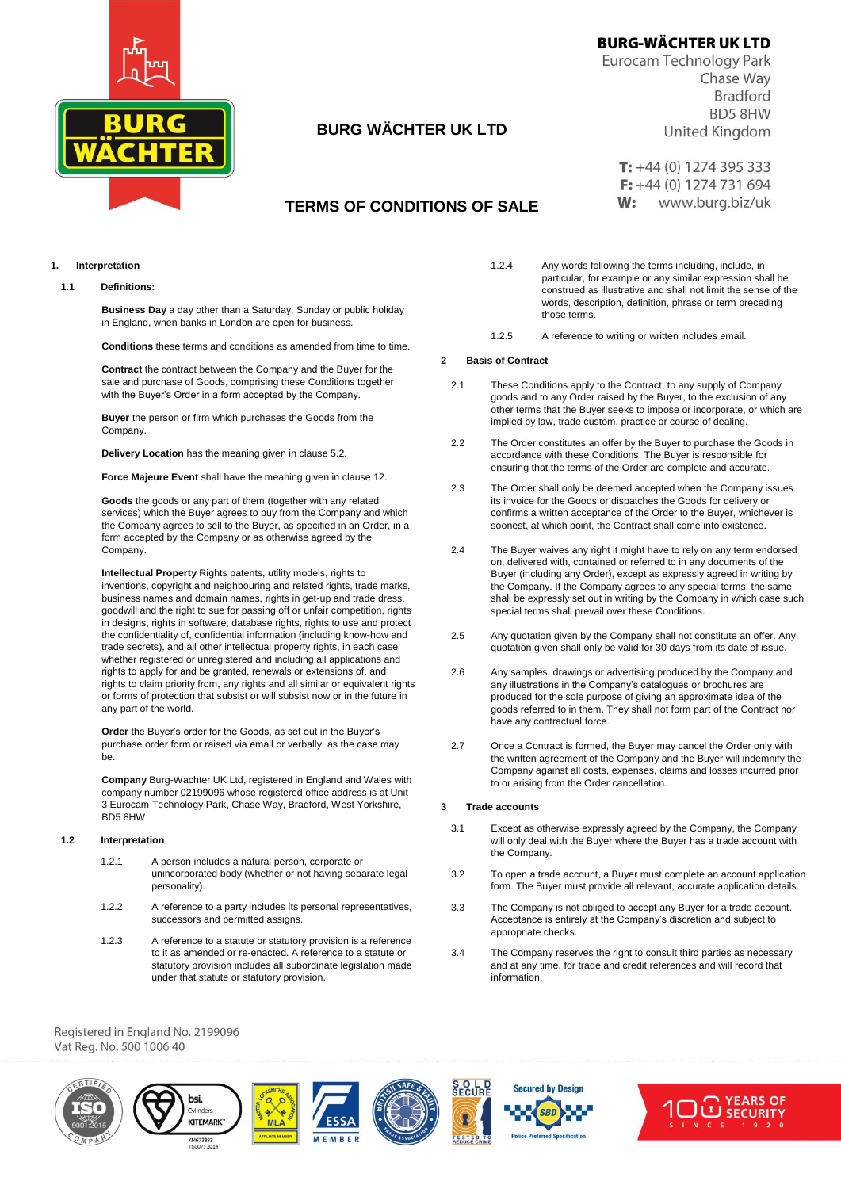**BURG-WÄCHTER UK LTD**
Eurocam Technology Park
Chase Way
Bradford
BD5 8HW
United Kingdom

**T:** +44 (0) 1274 395 333
**F:** +44 (0) 1274 731 694
**W:** www.burg.biz/uk

# BURG WÄCHTER UK LTD

# TERMS OF CONDITIONS OF SALE

## 1. Interpretation

### 1.1 Definitions:

**Business Day** a day other than a Saturday, Sunday or public holiday in England, when banks in London are open for business.

**Conditions** these terms and conditions as amended from time to time.

**Contract** the contract between the Company and the Buyer for the sale and purchase of Goods, comprising these Conditions together with the Buyer's Order in a form accepted by the Company.

**Buyer** the person or firm which purchases the Goods from the Company.

**Delivery Location** has the meaning given in clause 5.2.

**Force Majeure Event** shall have the meaning given in clause 12.

**Goods** the goods or any part of them (together with any related services) which the Buyer agrees to buy from the Company and which the Company agrees to sell to the Buyer, as specified in an Order, in a form accepted by the Company or as otherwise agreed by the Company.

**Intellectual Property** Rights patents, utility models, rights to inventions, copyright and neighbouring and related rights, trade marks, business names and domain names, rights in get-up and trade dress, goodwill and the right to sue for passing off or unfair competition, rights in designs, rights in software, database rights, rights to use and protect the confidentiality of, confidential information (including know-how and trade secrets), and all other intellectual property rights, in each case whether registered or unregistered and including all applications and rights to apply for and be granted, renewals or extensions of, and rights to claim priority from, any rights and all similar or equivalent rights or forms of protection that subsist or will subsist now or in the future in any part of the world.

**Order** the Buyer's order for the Goods, as set out in the Buyer's purchase order form or raised via email or verbally, as the case may be.

**Company** Burg-Wachter UK Ltd, registered in England and Wales with company number 02199096 whose registered office address is at Unit 3 Eurocam Technology Park, Chase Way, Bradford, West Yorkshire, BD5 8HW.

### 1.2 Interpretation

1.2.1 A person includes a natural person, corporate or unincorporated body (whether or not having separate legal personality).

1.2.2 A reference to a party includes its personal representatives, successors and permitted assigns.

1.2.3 A reference to a statute or statutory provision is a reference to it as amended or re-enacted. A reference to a statute or statutory provision includes all subordinate legislation made under that statute or statutory provision.

1.2.4 Any words following the terms including, include, in particular, for example or any similar expression shall be construed as illustrative and shall not limit the sense of the words, description, definition, phrase or term preceding those terms.

1.2.5 A reference to writing or written includes email.

## 2 Basis of Contract

2.1 These Conditions apply to the Contract, to any supply of Company goods and to any Order raised by the Buyer, to the exclusion of any other terms that the Buyer seeks to impose or incorporate, or which are implied by law, trade custom, practice or course of dealing.

2.2 The Order constitutes an offer by the Buyer to purchase the Goods in accordance with these Conditions. The Buyer is responsible for ensuring that the terms of the Order are complete and accurate.

2.3 The Order shall only be deemed accepted when the Company issues its invoice for the Goods or dispatches the Goods for delivery or confirms a written acceptance of the Order to the Buyer, whichever is soonest, at which point, the Contract shall come into existence.

2.4 The Buyer waives any right it might have to rely on any term endorsed on, delivered with, contained or referred to in any documents of the Buyer (including any Order), except as expressly agreed in writing by the Company. If the Company agrees to any special terms, the same shall be expressly set out in writing by the Company in which case such special terms shall prevail over these Conditions.

2.5 Any quotation given by the Company shall not constitute an offer. Any quotation given shall only be valid for 30 days from its date of issue.

2.6 Any samples, drawings or advertising produced by the Company and any illustrations in the Company's catalogues or brochures are produced for the sole purpose of giving an approximate idea of the goods referred to in them. They shall not form part of the Contract nor have any contractual force.

2.7 Once a Contract is formed, the Buyer may cancel the Order only with the written agreement of the Company and the Buyer will indemnify the Company against all costs, expenses, claims and losses incurred prior to or arising from the Order cancellation.

## 3 Trade accounts

3.1 Except as otherwise expressly agreed by the Company, the Company will only deal with the Buyer where the Buyer has a trade account with the Company.

3.2 To open a trade account, a Buyer must complete an account application form. The Buyer must provide all relevant, accurate application details.

3.3 The Company is not obliged to accept any Buyer for a trade account. Acceptance is entirely at the Company's discretion and subject to appropriate checks.

3.4 The Company reserves the right to consult third parties as necessary and at any time, for trade and credit references and will record that information.

Registered in England No. 2199096
Vat Reg. No. 500 1006 40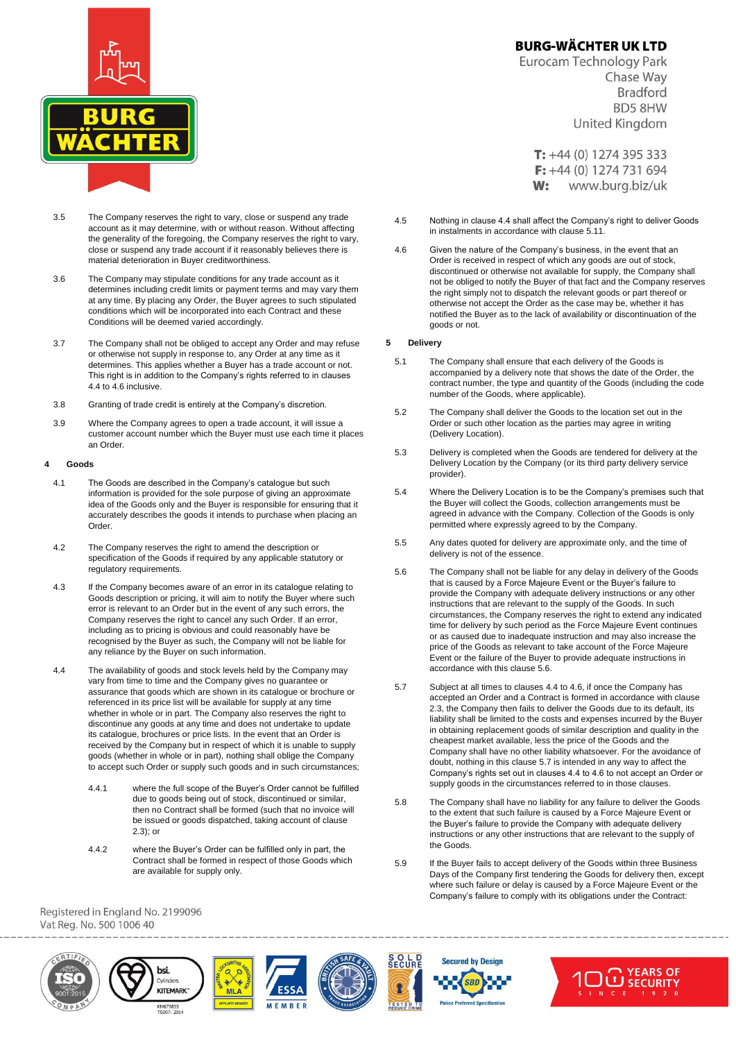3.5 The Company reserves the right to vary, close or suspend any trade account as it may determine, with or without reason. Without affecting the generality of the foregoing, the Company reserves the right to vary, close or suspend any trade account if it reasonably believes there is material deterioration in Buyer creditworthiness.

3.6 The Company may stipulate conditions for any trade account as it determines including credit limits or payment terms and may vary them at any time. By placing any Order, the Buyer agrees to such stipulated conditions which will be incorporated into each Contract and these Conditions will be deemed varied accordingly.

3.7 The Company shall not be obliged to accept any Order and may refuse or otherwise not supply in response to, any Order at any time as it determines. This applies whether a Buyer has a trade account or not. This right is in addition to the Company's rights referred to in clauses 4.4 to 4.6 inclusive.

3.8 Granting of trade credit is entirely at the Company's discretion.

3.9 Where the Company agrees to open a trade account, it will issue a customer account number which the Buyer must use each time it places an Order.

## 4 Goods

4.1 The Goods are described in the Company's catalogue but such information is provided for the sole purpose of giving an approximate idea of the Goods only and the Buyer is responsible for ensuring that it accurately describes the goods it intends to purchase when placing an Order.

4.2 The Company reserves the right to amend the description or specification of the Goods if required by any applicable statutory or regulatory requirements.

4.3 If the Company becomes aware of an error in its catalogue relating to Goods description or pricing, it will aim to notify the Buyer where such error is relevant to an Order but in the event of any such errors, the Company reserves the right to cancel any such Order. If an error, including as to pricing is obvious and could reasonably have be recognised by the Buyer as such, the Company will not be liable for any reliance by the Buyer on such information.

4.4 The availability of goods and stock levels held by the Company may vary from time to time and the Company gives no guarantee or assurance that goods which are shown in its catalogue or brochure or referenced in its price list will be available for supply at any time whether in whole or in part. The Company also reserves the right to discontinue any goods at any time and does not undertake to update its catalogue, brochures or price lists. In the event that an Order is received by the Company but in respect of which it is unable to supply goods (whether in whole or in part), nothing shall oblige the Company to accept such Order or supply such goods and in such circumstances;

4.4.1 where the full scope of the Buyer's Order cannot be fulfilled due to goods being out of stock, discontinued or similar, then no Contract shall be formed (such that no invoice will be issued or goods dispatched, taking account of clause 2.3); or

4.4.2 where the Buyer's Order can be fulfilled only in part, the Contract shall be formed in respect of those Goods which are available for supply only.

4.5 Nothing in clause 4.4 shall affect the Company's right to deliver Goods in instalments in accordance with clause 5.11.

4.6 Given the nature of the Company's business, in the event that an Order is received in respect of which any goods are out of stock, discontinued or otherwise not available for supply, the Company shall not be obliged to notify the Buyer of that fact and the Company reserves the right simply not to dispatch the relevant goods or part thereof or otherwise not accept the Order as the case may be, whether it has notified the Buyer as to the lack of availability or discontinuation of the goods or not.

## 5 Delivery

5.1 The Company shall ensure that each delivery of the Goods is accompanied by a delivery note that shows the date of the Order, the contract number, the type and quantity of the Goods (including the code number of the Goods, where applicable).

5.2 The Company shall deliver the Goods to the location set out in the Order or such other location as the parties may agree in writing (Delivery Location).

5.3 Delivery is completed when the Goods are tendered for delivery at the Delivery Location by the Company (or its third party delivery service provider).

5.4 Where the Delivery Location is to be the Company's premises such that the Buyer will collect the Goods, collection arrangements must be agreed in advance with the Company. Collection of the Goods is only permitted where expressly agreed to by the Company.

5.5 Any dates quoted for delivery are approximate only, and the time of delivery is not of the essence.

5.6 The Company shall not be liable for any delay in delivery of the Goods that is caused by a Force Majeure Event or the Buyer's failure to provide the Company with adequate delivery instructions or any other instructions that are relevant to the supply of the Goods. In such circumstances, the Company reserves the right to extend any indicated time for delivery by such period as the Force Majeure Event continues or as caused due to inadequate instruction and may also increase the price of the Goods as relevant to take account of the Force Majeure Event or the failure of the Buyer to provide adequate instructions in accordance with this clause 5.6.

5.7 Subject at all times to clauses 4.4 to 4.6, if once the Company has accepted an Order and a Contract is formed in accordance with clause 2.3, the Company then fails to deliver the Goods due to its default, its liability shall be limited to the costs and expenses incurred by the Buyer in obtaining replacement goods of similar description and quality in the cheapest market available, less the price of the Goods and the Company shall have no other liability whatsoever. For the avoidance of doubt, nothing in this clause 5.7 is intended in any way to affect the Company's rights set out in clauses 4.4 to 4.6 to not accept an Order or supply goods in the circumstances referred to in those clauses.

5.8 The Company shall have no liability for any failure to deliver the Goods to the extent that such failure is caused by a Force Majeure Event or the Buyer's failure to provide the Company with adequate delivery instructions or any other instructions that are relevant to the supply of the Goods.

5.9 If the Buyer fails to accept delivery of the Goods within three Business Days of the Company first tendering the Goods for delivery then, except where such failure or delay is caused by a Force Majeure Event or the Company's failure to comply with its obligations under the Contract: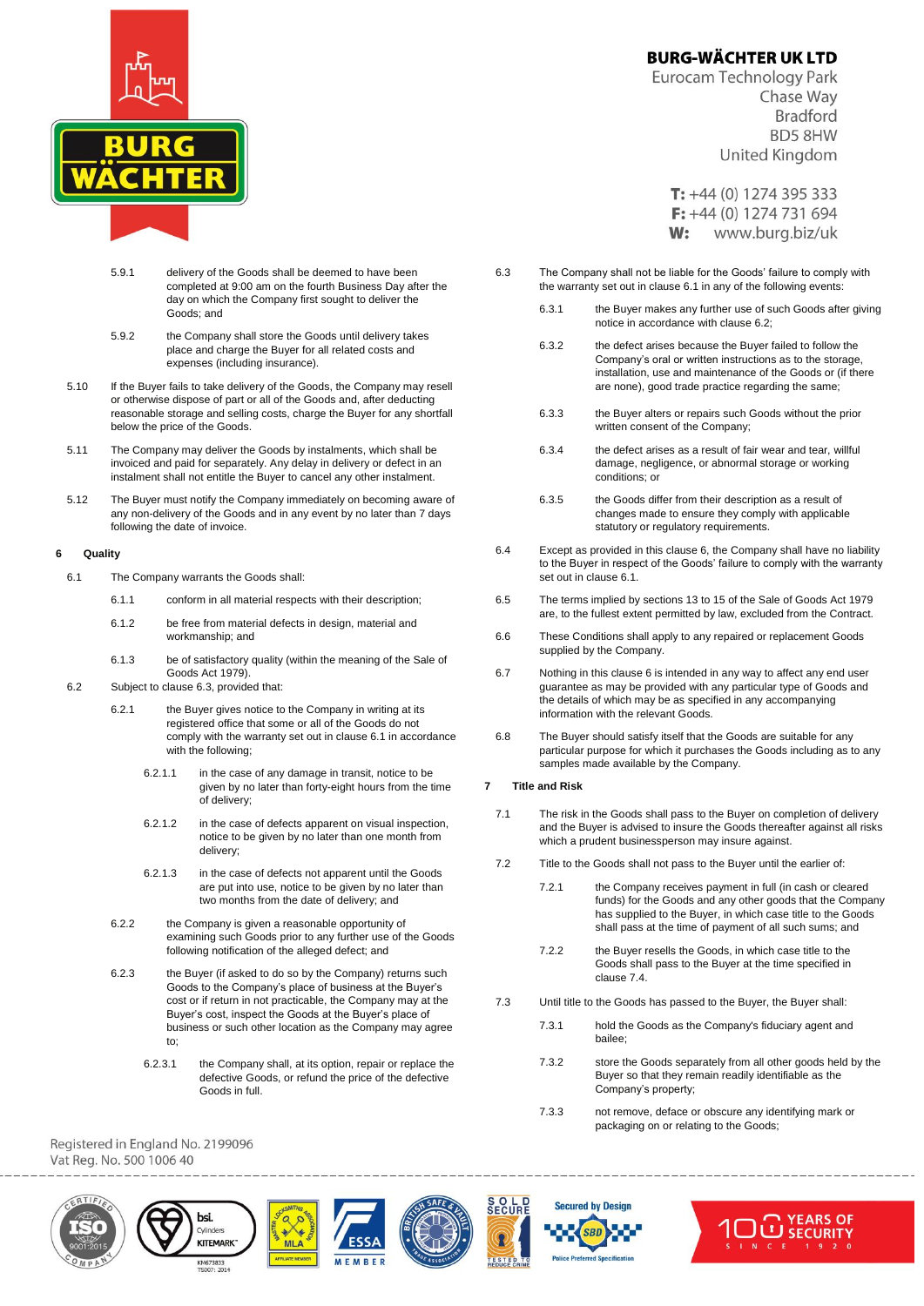5.9.1 delivery of the Goods shall be deemed to have been completed at 9:00 am on the fourth Business Day after the day on which the Company first sought to deliver the Goods; and

5.9.2 the Company shall store the Goods until delivery takes place and charge the Buyer for all related costs and expenses (including insurance).

5.10 If the Buyer fails to take delivery of the Goods, the Company may resell or otherwise dispose of part or all of the Goods and, after deducting reasonable storage and selling costs, charge the Buyer for any shortfall below the price of the Goods.

5.11 The Company may deliver the Goods by instalments, which shall be invoiced and paid for separately. Any delay in delivery or defect in an instalment shall not entitle the Buyer to cancel any other instalment.

5.12 The Buyer must notify the Company immediately on becoming aware of any non-delivery of the Goods and in any event by no later than 7 days following the date of invoice.

## 6 Quality

6.1 The Company warrants the Goods shall:

6.1.1 conform in all material respects with their description;

6.1.2 be free from material defects in design, material and workmanship; and

6.1.3 be of satisfactory quality (within the meaning of the Sale of Goods Act 1979).

6.2 Subject to clause 6.3, provided that:

6.2.1 the Buyer gives notice to the Company in writing at its registered office that some or all of the Goods do not comply with the warranty set out in clause 6.1 in accordance with the following;

6.2.1.1 in the case of any damage in transit, notice to be given by no later than forty-eight hours from the time of delivery;

6.2.1.2 in the case of defects apparent on visual inspection, notice to be given by no later than one month from delivery;

6.2.1.3 in the case of defects not apparent until the Goods are put into use, notice to be given by no later than two months from the date of delivery; and

6.2.2 the Company is given a reasonable opportunity of examining such Goods prior to any further use of the Goods following notification of the alleged defect; and

6.2.3 the Buyer (if asked to do so by the Company) returns such Goods to the Company's place of business at the Buyer's cost or if return in not practicable, the Company may at the Buyer's cost, inspect the Goods at the Buyer's place of business or such other location as the Company may agree to;

6.2.3.1 the Company shall, at its option, repair or replace the defective Goods, or refund the price of the defective Goods in full.

6.3 The Company shall not be liable for the Goods' failure to comply with the warranty set out in clause 6.1 in any of the following events:

6.3.1 the Buyer makes any further use of such Goods after giving notice in accordance with clause 6.2;

6.3.2 the defect arises because the Buyer failed to follow the Company's oral or written instructions as to the storage, installation, use and maintenance of the Goods or (if there are none), good trade practice regarding the same;

6.3.3 the Buyer alters or repairs such Goods without the prior written consent of the Company;

6.3.4 the defect arises as a result of fair wear and tear, willful damage, negligence, or abnormal storage or working conditions; or

6.3.5 the Goods differ from their description as a result of changes made to ensure they comply with applicable statutory or regulatory requirements.

6.4 Except as provided in this clause 6, the Company shall have no liability to the Buyer in respect of the Goods' failure to comply with the warranty set out in clause 6.1.

6.5 The terms implied by sections 13 to 15 of the Sale of Goods Act 1979 are, to the fullest extent permitted by law, excluded from the Contract.

6.6 These Conditions shall apply to any repaired or replacement Goods supplied by the Company.

6.7 Nothing in this clause 6 is intended in any way to affect any end user guarantee as may be provided with any particular type of Goods and the details of which may be as specified in any accompanying information with the relevant Goods.

6.8 The Buyer should satisfy itself that the Goods are suitable for any particular purpose for which it purchases the Goods including as to any samples made available by the Company.

## 7 Title and Risk

7.1 The risk in the Goods shall pass to the Buyer on completion of delivery and the Buyer is advised to insure the Goods thereafter against all risks which a prudent businessperson may insure against.

7.2 Title to the Goods shall not pass to the Buyer until the earlier of:

7.2.1 the Company receives payment in full (in cash or cleared funds) for the Goods and any other goods that the Company has supplied to the Buyer, in which case title to the Goods shall pass at the time of payment of all such sums; and

7.2.2 the Buyer resells the Goods, in which case title to the Goods shall pass to the Buyer at the time specified in clause 7.4.

7.3 Until title to the Goods has passed to the Buyer, the Buyer shall:

7.3.1 hold the Goods as the Company's fiduciary agent and bailee;

7.3.2 store the Goods separately from all other goods held by the Buyer so that they remain readily identifiable as the Company's property;

7.3.3 not remove, deface or obscure any identifying mark or packaging on or relating to the Goods;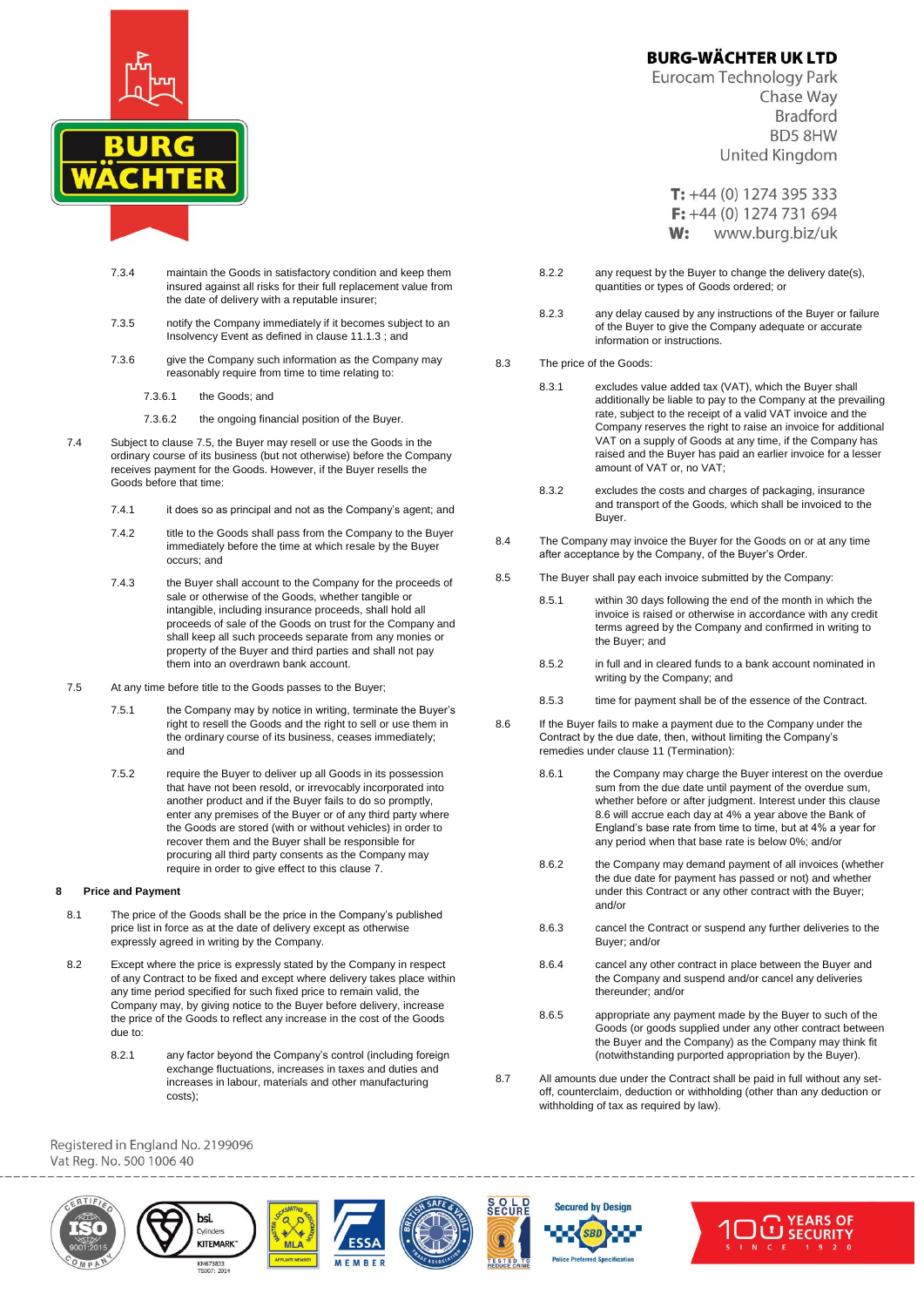7.3.4 maintain the Goods in satisfactory condition and keep them insured against all risks for their full replacement value from the date of delivery with a reputable insurer;

7.3.5 notify the Company immediately if it becomes subject to an Insolvency Event as defined in clause 11.1.3 ; and

7.3.6 give the Company such information as the Company may reasonably require from time to time relating to:

7.3.6.1 the Goods; and

7.3.6.2 the ongoing financial position of the Buyer.

7.4 Subject to clause 7.5, the Buyer may resell or use the Goods in the ordinary course of its business (but not otherwise) before the Company receives payment for the Goods. However, if the Buyer resells the Goods before that time:

7.4.1 it does so as principal and not as the Company's agent; and

7.4.2 title to the Goods shall pass from the Company to the Buyer immediately before the time at which resale by the Buyer occurs; and

7.4.3 the Buyer shall account to the Company for the proceeds of sale or otherwise of the Goods, whether tangible or intangible, including insurance proceeds, shall hold all proceeds of sale of the Goods on trust for the Company and shall keep all such proceeds separate from any monies or property of the Buyer and third parties and shall not pay them into an overdrawn bank account.

7.5 At any time before title to the Goods passes to the Buyer;

7.5.1 the Company may by notice in writing, terminate the Buyer's right to resell the Goods and the right to sell or use them in the ordinary course of its business, ceases immediately; and

7.5.2 require the Buyer to deliver up all Goods in its possession that have not been resold, or irrevocably incorporated into another product and if the Buyer fails to do so promptly, enter any premises of the Buyer or of any third party where the Goods are stored (with or without vehicles) in order to recover them and the Buyer shall be responsible for procuring all third party consents as the Company may require in order to give effect to this clause 7.

## 8 Price and Payment

8.1 The price of the Goods shall be the price in the Company's published price list in force as at the date of delivery except as otherwise expressly agreed in writing by the Company.

8.2 Except where the price is expressly stated by the Company in respect of any Contract to be fixed and except where delivery takes place within any time period specified for such fixed price to remain valid, the Company may, by giving notice to the Buyer before delivery, increase the price of the Goods to reflect any increase in the cost of the Goods due to:

8.2.1 any factor beyond the Company's control (including foreign exchange fluctuations, increases in taxes and duties and increases in labour, materials and other manufacturing costs);

8.2.2 any request by the Buyer to change the delivery date(s), quantities or types of Goods ordered; or

8.2.3 any delay caused by any instructions of the Buyer or failure of the Buyer to give the Company adequate or accurate information or instructions.

8.3 The price of the Goods:

8.3.1 excludes value added tax (VAT), which the Buyer shall additionally be liable to pay to the Company at the prevailing rate, subject to the receipt of a valid VAT invoice and the Company reserves the right to raise an invoice for additional VAT on a supply of Goods at any time, if the Company has raised and the Buyer has paid an earlier invoice for a lesser amount of VAT or, no VAT;

8.3.2 excludes the costs and charges of packaging, insurance and transport of the Goods, which shall be invoiced to the Buyer.

8.4 The Company may invoice the Buyer for the Goods on or at any time after acceptance by the Company, of the Buyer's Order.

8.5 The Buyer shall pay each invoice submitted by the Company:

8.5.1 within 30 days following the end of the month in which the invoice is raised or otherwise in accordance with any credit terms agreed by the Company and confirmed in writing to the Buyer; and

8.5.2 in full and in cleared funds to a bank account nominated in writing by the Company; and

8.5.3 time for payment shall be of the essence of the Contract.

8.6 If the Buyer fails to make a payment due to the Company under the Contract by the due date, then, without limiting the Company's remedies under clause 11 (Termination):

8.6.1 the Company may charge the Buyer interest on the overdue sum from the due date until payment of the overdue sum, whether before or after judgment. Interest under this clause 8.6 will accrue each day at 4% a year above the Bank of England's base rate from time to time, but at 4% a year for any period when that base rate is below 0%; and/or

8.6.2 the Company may demand payment of all invoices (whether the due date for payment has passed or not) and whether under this Contract or any other contract with the Buyer; and/or

8.6.3 cancel the Contract or suspend any further deliveries to the Buyer; and/or

8.6.4 cancel any other contract in place between the Buyer and the Company and suspend and/or cancel any deliveries thereunder; and/or

8.6.5 appropriate any payment made by the Buyer to such of the Goods (or goods supplied under any other contract between the Buyer and the Company) as the Company may think fit (notwithstanding purported appropriation by the Buyer).

8.7 All amounts due under the Contract shall be paid in full without any set-off, counterclaim, deduction or withholding (other than any deduction or withholding of tax as required by law).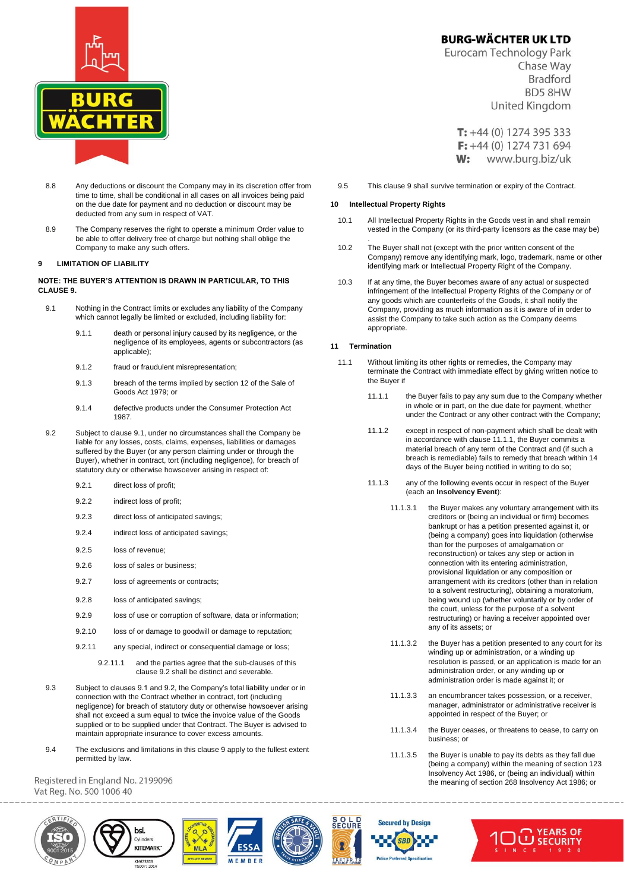8.8 Any deductions or discount the Company may in its discretion offer from time to time, shall be conditional in all cases on all invoices being paid on the due date for payment and no deduction or discount may be deducted from any sum in respect of VAT.

8.9 The Company reserves the right to operate a minimum Order value to be able to offer delivery free of charge but nothing shall oblige the Company to make any such offers.

## 9 LIMITATION OF LIABILITY

**NOTE: THE BUYER'S ATTENTION IS DRAWN IN PARTICULAR, TO THIS CLAUSE 9.**

9.1 Nothing in the Contract limits or excludes any liability of the Company which cannot legally be limited or excluded, including liability for:

- 9.1.1 death or personal injury caused by its negligence, or the negligence of its employees, agents or subcontractors (as applicable);
- 9.1.2 fraud or fraudulent misrepresentation;
- 9.1.3 breach of the terms implied by section 12 of the Sale of Goods Act 1979; or
- 9.1.4 defective products under the Consumer Protection Act 1987.

9.2 Subject to clause 9.1, under no circumstances shall the Company be liable for any losses, costs, claims, expenses, liabilities or damages suffered by the Buyer (or any person claiming under or through the Buyer), whether in contract, tort (including negligence), for breach of statutory duty or otherwise howsoever arising in respect of:

- 9.2.1 direct loss of profit;
- 9.2.2 indirect loss of profit;
- 9.2.3 direct loss of anticipated savings;
- 9.2.4 indirect loss of anticipated savings;
- 9.2.5 loss of revenue;
- 9.2.6 loss of sales or business;
- 9.2.7 loss of agreements or contracts;
- 9.2.8 loss of anticipated savings;
- 9.2.9 loss of use or corruption of software, data or information;
- 9.2.10 loss of or damage to goodwill or damage to reputation;
- 9.2.11 any special, indirect or consequential damage or loss;
  - 9.2.11.1 and the parties agree that the sub-clauses of this clause 9.2 shall be distinct and severable.

9.3 Subject to clauses 9.1 and 9.2, the Company's total liability under or in connection with the Contract whether in contract, tort (including negligence) for breach of statutory duty or otherwise howsoever arising shall not exceed a sum equal to twice the invoice value of the Goods supplied or to be supplied under that Contract. The Buyer is advised to maintain appropriate insurance to cover excess amounts.

9.4 The exclusions and limitations in this clause 9 apply to the fullest extent permitted by law.

9.5 This clause 9 shall survive termination or expiry of the Contract.

## 10 Intellectual Property Rights

10.1 All Intellectual Property Rights in the Goods vest in and shall remain vested in the Company (or its third-party licensors as the case may be) .

10.2 The Buyer shall not (except with the prior written consent of the Company) remove any identifying mark, logo, trademark, name or other identifying mark or Intellectual Property Right of the Company.

10.3 If at any time, the Buyer becomes aware of any actual or suspected infringement of the Intellectual Property Rights of the Company or of any goods which are counterfeits of the Goods, it shall notify the Company, providing as much information as it is aware of in order to assist the Company to take such action as the Company deems appropriate.

## 11 Termination

11.1 Without limiting its other rights or remedies, the Company may terminate the Contract with immediate effect by giving written notice to the Buyer if

- 11.1.1 the Buyer fails to pay any sum due to the Company whether in whole or in part, on the due date for payment, whether under the Contract or any other contract with the Company;
- 11.1.2 except in respect of non-payment which shall be dealt with in accordance with clause 11.1.1, the Buyer commits a material breach of any term of the Contract and (if such a breach is remediable) fails to remedy that breach within 14 days of the Buyer being notified in writing to do so;
- 11.1.3 any of the following events occur in respect of the Buyer (each an **Insolvency Event**):
  - 11.1.3.1 the Buyer makes any voluntary arrangement with its creditors or (being an individual or firm) becomes bankrupt or has a petition presented against it, or (being a company) goes into liquidation (otherwise than for the purposes of amalgamation or reconstruction) or takes any step or action in connection with its entering administration, provisional liquidation or any composition or arrangement with its creditors (other than in relation to a solvent restructuring), obtaining a moratorium, being wound up (whether voluntarily or by order of the court, unless for the purpose of a solvent restructuring) or having a receiver appointed over any of its assets; or
  - 11.1.3.2 the Buyer has a petition presented to any court for its winding up or administration, or a winding up resolution is passed, or an application is made for an administration order, or any winding up or administration order is made against it; or
  - 11.1.3.3 an encumbrancer takes possession, or a receiver, manager, administrator or administrative receiver is appointed in respect of the Buyer; or
  - 11.1.3.4 the Buyer ceases, or threatens to cease, to carry on business; or
  - 11.1.3.5 the Buyer is unable to pay its debts as they fall due (being a company) within the meaning of section 123 Insolvency Act 1986, or (being an individual) within the meaning of section 268 Insolvency Act 1986; or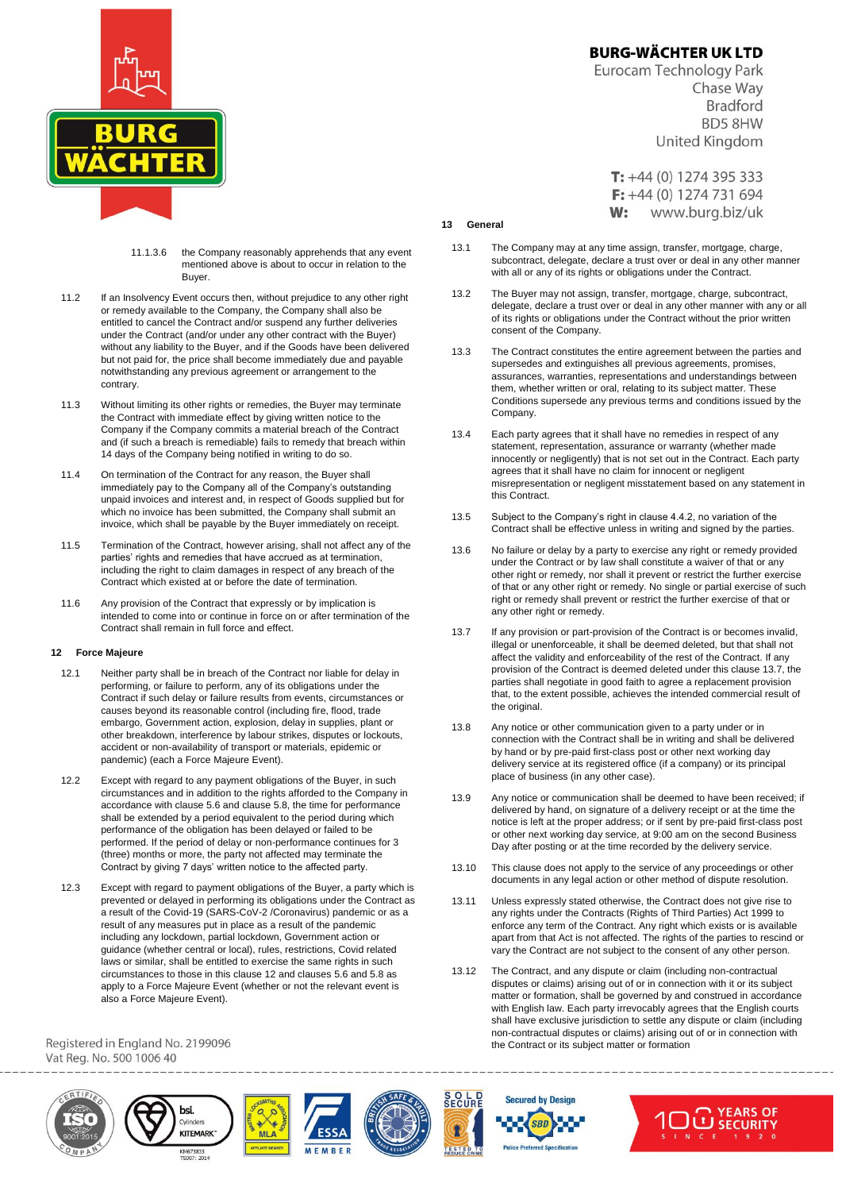11.1.3.6 the Company reasonably apprehends that any event mentioned above is about to occur in relation to the Buyer.

11.2 If an Insolvency Event occurs then, without prejudice to any other right or remedy available to the Company, the Company shall also be entitled to cancel the Contract and/or suspend any further deliveries under the Contract (and/or under any other contract with the Buyer) without any liability to the Buyer, and if the Goods have been delivered but not paid for, the price shall become immediately due and payable notwithstanding any previous agreement or arrangement to the contrary.

11.3 Without limiting its other rights or remedies, the Buyer may terminate the Contract with immediate effect by giving written notice to the Company if the Company commits a material breach of the Contract and (if such a breach is remediable) fails to remedy that breach within 14 days of the Company being notified in writing to do so.

11.4 On termination of the Contract for any reason, the Buyer shall immediately pay to the Company all of the Company's outstanding unpaid invoices and interest and, in respect of Goods supplied but for which no invoice has been submitted, the Company shall submit an invoice, which shall be payable by the Buyer immediately on receipt.

11.5 Termination of the Contract, however arising, shall not affect any of the parties' rights and remedies that have accrued as at termination, including the right to claim damages in respect of any breach of the Contract which existed at or before the date of termination.

11.6 Any provision of the Contract that expressly or by implication is intended to come into or continue in force on or after termination of the Contract shall remain in full force and effect.

## 12 Force Majeure

12.1 Neither party shall be in breach of the Contract nor liable for delay in performing, or failure to perform, any of its obligations under the Contract if such delay or failure results from events, circumstances or causes beyond its reasonable control (including fire, flood, trade embargo, Government action, explosion, delay in supplies, plant or other breakdown, interference by labour strikes, disputes or lockouts, accident or non-availability of transport or materials, epidemic or pandemic) (each a Force Majeure Event).

12.2 Except with regard to any payment obligations of the Buyer, in such circumstances and in addition to the rights afforded to the Company in accordance with clause 5.6 and clause 5.8, the time for performance shall be extended by a period equivalent to the period during which performance of the obligation has been delayed or failed to be performed. If the period of delay or non-performance continues for 3 (three) months or more, the party not affected may terminate the Contract by giving 7 days' written notice to the affected party.

12.3 Except with regard to payment obligations of the Buyer, a party which is prevented or delayed in performing its obligations under the Contract as a result of the Covid-19 (SARS-CoV-2 /Coronavirus) pandemic or as a result of any measures put in place as a result of the pandemic including any lockdown, partial lockdown, Government action or guidance (whether central or local), rules, restrictions, Covid related laws or similar, shall be entitled to exercise the same rights in such circumstances to those in this clause 12 and clauses 5.6 and 5.8 as apply to a Force Majeure Event (whether or not the relevant event is also a Force Majeure Event).

## 13 General

13.1 The Company may at any time assign, transfer, mortgage, charge, subcontract, delegate, declare a trust over or deal in any other manner with all or any of its rights or obligations under the Contract.

13.2 The Buyer may not assign, transfer, mortgage, charge, subcontract, delegate, declare a trust over or deal in any other manner with any or all of its rights or obligations under the Contract without the prior written consent of the Company.

13.3 The Contract constitutes the entire agreement between the parties and supersedes and extinguishes all previous agreements, promises, assurances, warranties, representations and understandings between them, whether written or oral, relating to its subject matter. These Conditions supersede any previous terms and conditions issued by the Company.

13.4 Each party agrees that it shall have no remedies in respect of any statement, representation, assurance or warranty (whether made innocently or negligently) that is not set out in the Contract. Each party agrees that it shall have no claim for innocent or negligent misrepresentation or negligent misstatement based on any statement in this Contract.

13.5 Subject to the Company's right in clause 4.4.2, no variation of the Contract shall be effective unless in writing and signed by the parties.

13.6 No failure or delay by a party to exercise any right or remedy provided under the Contract or by law shall constitute a waiver of that or any other right or remedy, nor shall it prevent or restrict the further exercise of that or any other right or remedy. No single or partial exercise of such right or remedy shall prevent or restrict the further exercise of that or any other right or remedy.

13.7 If any provision or part-provision of the Contract is or becomes invalid, illegal or unenforceable, it shall be deemed deleted, but that shall not affect the validity and enforceability of the rest of the Contract. If any provision of the Contract is deemed deleted under this clause 13.7, the parties shall negotiate in good faith to agree a replacement provision that, to the extent possible, achieves the intended commercial result of the original.

13.8 Any notice or other communication given to a party under or in connection with the Contract shall be in writing and shall be delivered by hand or by pre-paid first-class post or other next working day delivery service at its registered office (if a company) or its principal place of business (in any other case).

13.9 Any notice or communication shall be deemed to have been received; if delivered by hand, on signature of a delivery receipt or at the time the notice is left at the proper address; or if sent by pre-paid first-class post or other next working day service, at 9:00 am on the second Business Day after posting or at the time recorded by the delivery service.

13.10 This clause does not apply to the service of any proceedings or other documents in any legal action or other method of dispute resolution.

13.11 Unless expressly stated otherwise, the Contract does not give rise to any rights under the Contracts (Rights of Third Parties) Act 1999 to enforce any term of the Contract. Any right which exists or is available apart from that Act is not affected. The rights of the parties to rescind or vary the Contract are not subject to the consent of any other person.

13.12 The Contract, and any dispute or claim (including non-contractual disputes or claims) arising out of or in connection with it or its subject matter or formation, shall be governed by and construed in accordance with English law. Each party irrevocably agrees that the English courts shall have exclusive jurisdiction to settle any dispute or claim (including non-contractual disputes or claims) arising out of or in connection with the Contract or its subject matter or formation